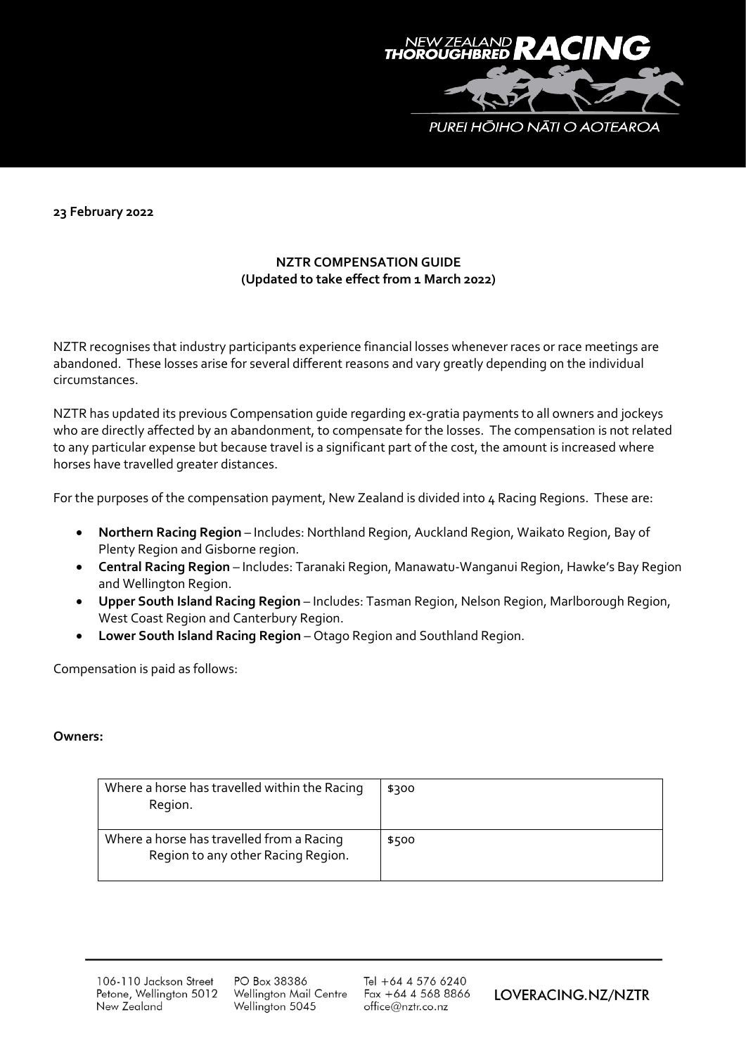**23 February 2022**

**NZTR COMPENSATION GUIDE**
**(Updated to take effect from 1 March 2022)**

NZTR recognises that industry participants experience financial losses whenever races or race meetings are abandoned. These losses arise for several different reasons and vary greatly depending on the individual circumstances.

NZTR has updated its previous Compensation guide regarding ex-gratia payments to all owners and jockeys who are directly affected by an abandonment, to compensate for the losses. The compensation is not related to any particular expense but because travel is a significant part of the cost, the amount is increased where horses have travelled greater distances.

For the purposes of the compensation payment, New Zealand is divided into 4 Racing Regions. These are:

- **Northern Racing Region** – Includes: Northland Region, Auckland Region, Waikato Region, Bay of Plenty Region and Gisborne region.
- **Central Racing Region** – Includes: Taranaki Region, Manawatu-Wanganui Region, Hawke's Bay Region and Wellington Region.
- **Upper South Island Racing Region** – Includes: Tasman Region, Nelson Region, Marlborough Region, West Coast Region and Canterbury Region.
- **Lower South Island Racing Region** – Otago Region and Southland Region.

Compensation is paid as follows:

**Owners:**

| | |
|---|---|
| Where a horse has travelled within the Racing Region. | $300 |
| Where a horse has travelled from a Racing Region to any other Racing Region. | $500 |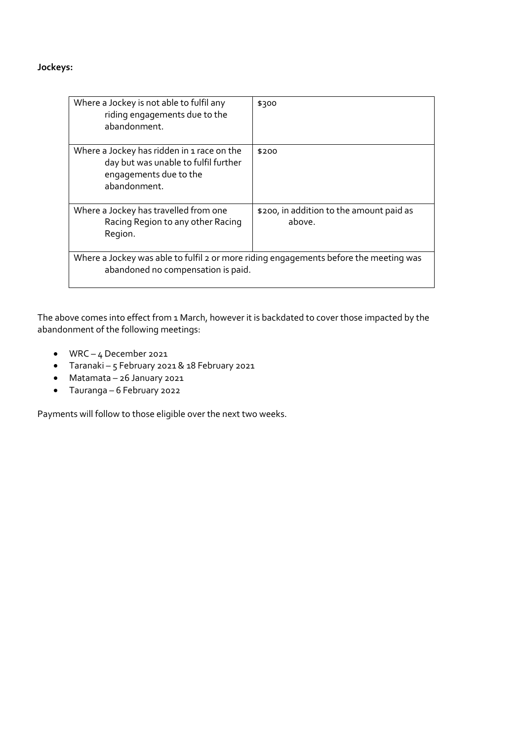**Jockeys:**

| | |
|---|---|
| Where a Jockey is not able to fulfil any riding engagements due to the abandonment. | $300 |
| Where a Jockey has ridden in 1 race on the day but was unable to fulfil further engagements due to the abandonment. | $200 |
| Where a Jockey has travelled from one Racing Region to any other Racing Region. | $200, in addition to the amount paid as above. |
| Where a Jockey was able to fulfil 2 or more riding engagements before the meeting was abandoned no compensation is paid. | |

The above comes into effect from 1 March, however it is backdated to cover those impacted by the abandonment of the following meetings:

- WRC – 4 December 2021
- Taranaki – 5 February 2021 & 18 February 2021
- Matamata – 26 January 2021
- Tauranga – 6 February 2022

Payments will follow to those eligible over the next two weeks.